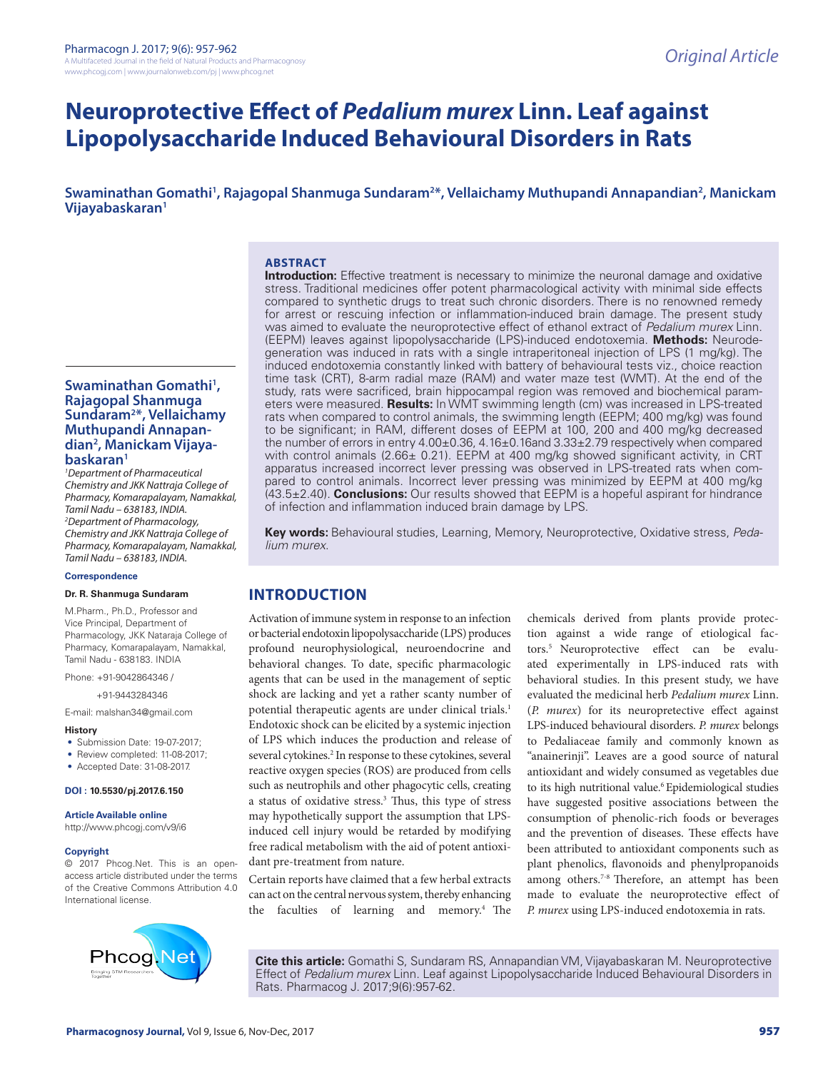Original Article

# Neuroprotective Effect of *Pedalium murex* Linn. Leaf against Lipopolysaccharide Induced Behavioural Disorders in Rats

**Swaminathan Gomathi[1], Rajagopal Shanmuga Sundaram[2*], Vellaichamy Muthupandi Annapandian[2], Manickam Vijayabaskaran[1]**

[1]*Department of Pharmaceutical Chemistry and JKK Nattraja College of Pharmacy, Komarapalayam, Namakkal, Tamil Nadu – 638183, INDIA.*
[2]*Department of Pharmacology, Chemistry and JKK Nattraja College of Pharmacy, Komarapalayam, Namakkal, Tamil Nadu – 638183, INDIA.*

**Correspondence**

**Dr. R. Shanmuga Sundaram**

M.Pharm., Ph.D., Professor and Vice Principal, Department of Pharmacology, JKK Nataraja College of Pharmacy, Komarapalayam, Namakkal, Tamil Nadu - 638183. INDIA

Phone: +91-9042864346 /
+91-9443284346

E-mail: malshan34@gmail.com

**History**

- Submission Date: 19-07-2017;
- Review completed: 11-08-2017;
- Accepted Date: 31-08-2017.

**DOI : 10.5530/pj.2017.6.150**

**Article Available online**
http://www.phcogj.com/v9/i6

**Copyright**
© 2017 Phcog.Net. This is an open-access article distributed under the terms of the Creative Commons Attribution 4.0 International license.

## ABSTRACT

**Introduction:** Effective treatment is necessary to minimize the neuronal damage and oxidative stress. Traditional medicines offer potent pharmacological activity with minimal side effects compared to synthetic drugs to treat such chronic disorders. There is no renowned remedy for arrest or rescuing infection or inflammation-induced brain damage. The present study was aimed to evaluate the neuroprotective effect of ethanol extract of *Pedalium murex* Linn. (EEPM) leaves against lipopolysaccharide (LPS)-induced endotoxemia. **Methods:** Neurodegeneration was induced in rats with a single intraperitoneal injection of LPS (1 mg/kg). The induced endotoxemia constantly linked with battery of behavioural tests viz., choice reaction time task (CRT), 8-arm radial maze (RAM) and water maze test (WMT). At the end of the study, rats were sacrificed, brain hippocampal region was removed and biochemical parameters were measured. **Results:** In WMT swimming length (cm) was increased in LPS-treated rats when compared to control animals, the swimming length (EEPM; 400 mg/kg) was found to be significant; in RAM, different doses of EEPM at 100, 200 and 400 mg/kg decreased the number of errors in entry 4.00±0.36, 4.16±0.16and 3.33±2.79 respectively when compared with control animals (2.66± 0.21). EEPM at 400 mg/kg showed significant activity, in CRT apparatus increased incorrect lever pressing was observed in LPS-treated rats when compared to control animals. Incorrect lever pressing was minimized by EEPM at 400 mg/kg (43.5±2.40). **Conclusions:** Our results showed that EEPM is a hopeful aspirant for hindrance of infection and inflammation induced brain damage by LPS.

**Key words:** Behavioural studies, Learning, Memory, Neuroprotective, Oxidative stress, *Pedalium murex*.

## INTRODUCTION

Activation of immune system in response to an infection or bacterial endotoxin lipopolysaccharide (LPS) produces profound neurophysiological, neuroendocrine and behavioral changes. To date, specific pharmacologic agents that can be used in the management of septic shock are lacking and yet a rather scanty number of potential therapeutic agents are under clinical trials.[1] Endotoxic shock can be elicited by a systemic injection of LPS which induces the production and release of several cytokines.[2] In response to these cytokines, several reactive oxygen species (ROS) are produced from cells such as neutrophils and other phagocytic cells, creating a status of oxidative stress.[3] Thus, this type of stress may hypothetically support the assumption that LPS-induced cell injury would be retarded by modifying free radical metabolism with the aid of potent antioxidant pre-treatment from nature.

Certain reports have claimed that a few herbal extracts can act on the central nervous system, thereby enhancing the faculties of learning and memory.[4] The chemicals derived from plants provide protection against a wide range of etiological factors.[5] Neuroprotective effect can be evaluated experimentally in LPS-induced rats with behavioral studies. In this present study, we have evaluated the medicinal herb *Pedalium murex* Linn. (*P. murex*) for its neuropretective effect against LPS-induced behavioural disorders. *P. murex* belongs to Pedaliaceae family and commonly known as "anainerinji". Leaves are a good source of natural antioxidant and widely consumed as vegetables due to its high nutritional value.[6] Epidemiological studies have suggested positive associations between the consumption of phenolic-rich foods or beverages and the prevention of diseases. These effects have been attributed to antioxidant components such as plant phenolics, flavonoids and phenylpropanoids among others.[7-8] Therefore, an attempt has been made to evaluate the neuroprotective effect of *P. murex* using LPS-induced endotoxemia in rats.

**Cite this article:** Gomathi S, Sundaram RS, Annapandian VM, Vijayabaskaran M. Neuroprotective Effect of *Pedalium murex* Linn. Leaf against Lipopolysaccharide Induced Behavioural Disorders in Rats. Pharmacog J. 2017;9(6):957-62.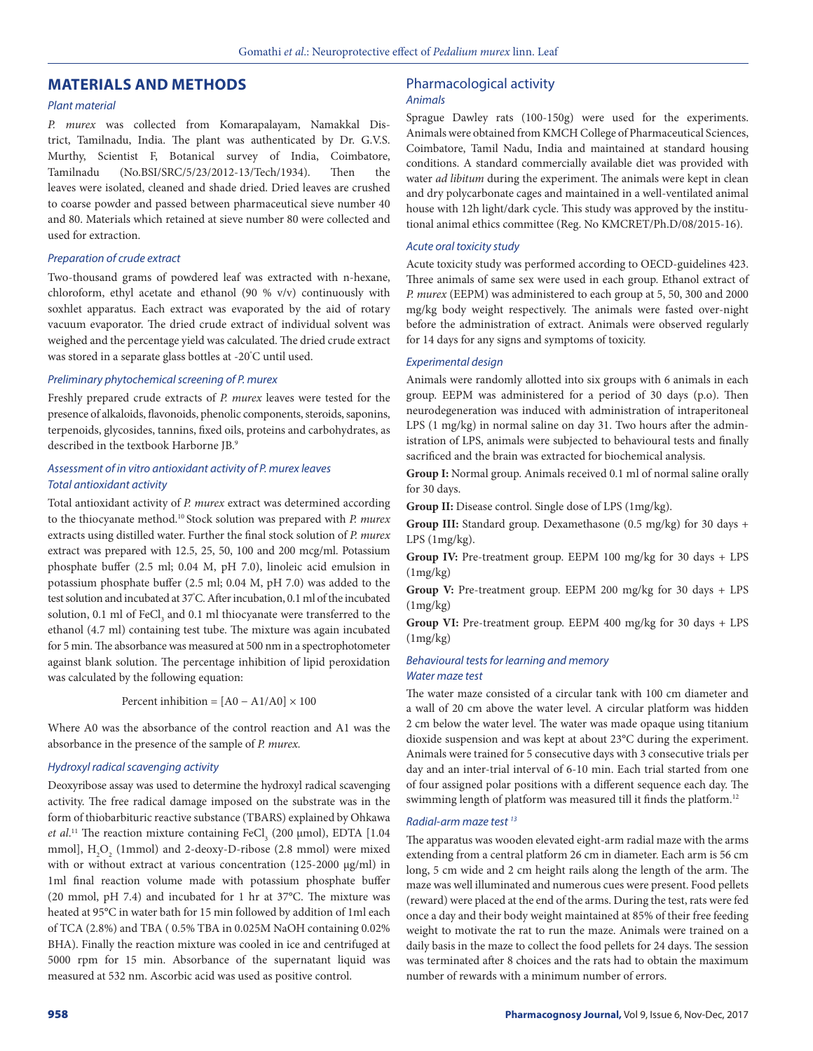## MATERIALS AND METHODS

### *Plant material*

*P. murex* was collected from Komarapalayam, Namakkal District, Tamilnadu, India. The plant was authenticated by Dr. G.V.S. Murthy, Scientist F, Botanical survey of India, Coimbatore, Tamilnadu (No.BSI/SRC/5/23/2012-13/Tech/1934). Then the leaves were isolated, cleaned and shade dried. Dried leaves are crushed to coarse powder and passed between pharmaceutical sieve number 40 and 80. Materials which retained at sieve number 80 were collected and used for extraction.

### *Preparation of crude extract*

Two-thousand grams of powdered leaf was extracted with n-hexane, chloroform, ethyl acetate and ethanol (90 % v/v) continuously with soxhlet apparatus. Each extract was evaporated by the aid of rotary vacuum evaporator. The dried crude extract of individual solvent was weighed and the percentage yield was calculated. The dried crude extract was stored in a separate glass bottles at -20°C until used.

### *Preliminary phytochemical screening of P. murex*

Freshly prepared crude extracts of *P. murex* leaves were tested for the presence of alkaloids, flavonoids, phenolic components, steroids, saponins, terpenoids, glycosides, tannins, fixed oils, proteins and carbohydrates, as described in the textbook Harborne JB.[9]

### *Assessment of in vitro antioxidant activity of P. murex leaves*

### *Total antioxidant activity*

Total antioxidant activity of *P. murex* extract was determined according to the thiocyanate method.[10] Stock solution was prepared with *P. murex* extracts using distilled water. Further the final stock solution of *P. murex* extract was prepared with 12.5, 25, 50, 100 and 200 mcg/ml. Potassium phosphate buffer (2.5 ml; 0.04 M, pH 7.0), linoleic acid emulsion in potassium phosphate buffer (2.5 ml; 0.04 M, pH 7.0) was added to the test solution and incubated at 37°C. After incubation, 0.1 ml of the incubated solution, 0.1 ml of $FeCl_3$ and 0.1 ml thiocyanate were transferred to the ethanol (4.7 ml) containing test tube. The mixture was again incubated for 5 min. The absorbance was measured at 500 nm in a spectrophotometer against blank solution. The percentage inhibition of lipid peroxidation was calculated by the following equation:

$$\text{Percent inhibition} = [A0 - A1/A0] \times 100$$

Where A0 was the absorbance of the control reaction and A1 was the absorbance in the presence of the sample of *P. murex.*

### *Hydroxyl radical scavenging activity*

Deoxyribose assay was used to determine the hydroxyl radical scavenging activity. The free radical damage imposed on the substrate was in the form of thiobarbituric reactive substance (TBARS) explained by Ohkawa *et al*.[11] The reaction mixture containing $FeCl_3$ (200 µmol), EDTA [1.04 mmol], $H_2O_2$ (1mmol) and 2-deoxy-D-ribose (2.8 mmol) were mixed with or without extract at various concentration (125-2000 µg/ml) in 1ml final reaction volume made with potassium phosphate buffer (20 mmol, pH 7.4) and incubated for 1 hr at 37°C. The mixture was heated at 95°C in water bath for 15 min followed by addition of 1ml each of TCA (2.8%) and TBA ( 0.5% TBA in 0.025M NaOH containing 0.02% BHA). Finally the reaction mixture was cooled in ice and centrifuged at 5000 rpm for 15 min. Absorbance of the supernatant liquid was measured at 532 nm. Ascorbic acid was used as positive control.

## Pharmacological activity

### *Animals*

Sprague Dawley rats (100-150g) were used for the experiments. Animals were obtained from KMCH College of Pharmaceutical Sciences, Coimbatore, Tamil Nadu, India and maintained at standard housing conditions. A standard commercially available diet was provided with water *ad libitum* during the experiment. The animals were kept in clean and dry polycarbonate cages and maintained in a well-ventilated animal house with 12h light/dark cycle. This study was approved by the institutional animal ethics committee (Reg. No KMCRET/Ph.D/08/2015-16).

### *Acute oral toxicity study*

Acute toxicity study was performed according to OECD-guidelines 423. Three animals of same sex were used in each group. Ethanol extract of *P. murex* (EEPM) was administered to each group at 5, 50, 300 and 2000 mg/kg body weight respectively. The animals were fasted over-night before the administration of extract. Animals were observed regularly for 14 days for any signs and symptoms of toxicity.

### *Experimental design*

Animals were randomly allotted into six groups with 6 animals in each group. EEPM was administered for a period of 30 days (p.o). Then neurodegeneration was induced with administration of intraperitoneal LPS (1 mg/kg) in normal saline on day 31. Two hours after the administration of LPS, animals were subjected to behavioural tests and finally sacrificed and the brain was extracted for biochemical analysis.

**Group I:** Normal group. Animals received 0.1 ml of normal saline orally for 30 days.

**Group II:** Disease control. Single dose of LPS (1mg/kg).

**Group III:** Standard group. Dexamethasone (0.5 mg/kg) for 30 days + LPS (1mg/kg).

**Group IV:** Pre-treatment group. EEPM 100 mg/kg for 30 days + LPS (1mg/kg)

**Group V:** Pre-treatment group. EEPM 200 mg/kg for 30 days + LPS (1mg/kg)

**Group VI:** Pre-treatment group. EEPM 400 mg/kg for 30 days + LPS (1mg/kg)

### *Behavioural tests for learning and memory*

### *Water maze test*

The water maze consisted of a circular tank with 100 cm diameter and a wall of 20 cm above the water level. A circular platform was hidden 2 cm below the water level. The water was made opaque using titanium dioxide suspension and was kept at about 23°C during the experiment. Animals were trained for 5 consecutive days with 3 consecutive trials per day and an inter-trial interval of 6-10 min. Each trial started from one of four assigned polar positions with a different sequence each day. The swimming length of platform was measured till it finds the platform.[12]

### *Radial-arm maze test [13]*

The apparatus was wooden elevated eight-arm radial maze with the arms extending from a central platform 26 cm in diameter. Each arm is 56 cm long, 5 cm wide and 2 cm height rails along the length of the arm. The maze was well illuminated and numerous cues were present. Food pellets (reward) were placed at the end of the arms. During the test, rats were fed once a day and their body weight maintained at 85% of their free feeding weight to motivate the rat to run the maze. Animals were trained on a daily basis in the maze to collect the food pellets for 24 days. The session was terminated after 8 choices and the rats had to obtain the maximum number of rewards with a minimum number of errors.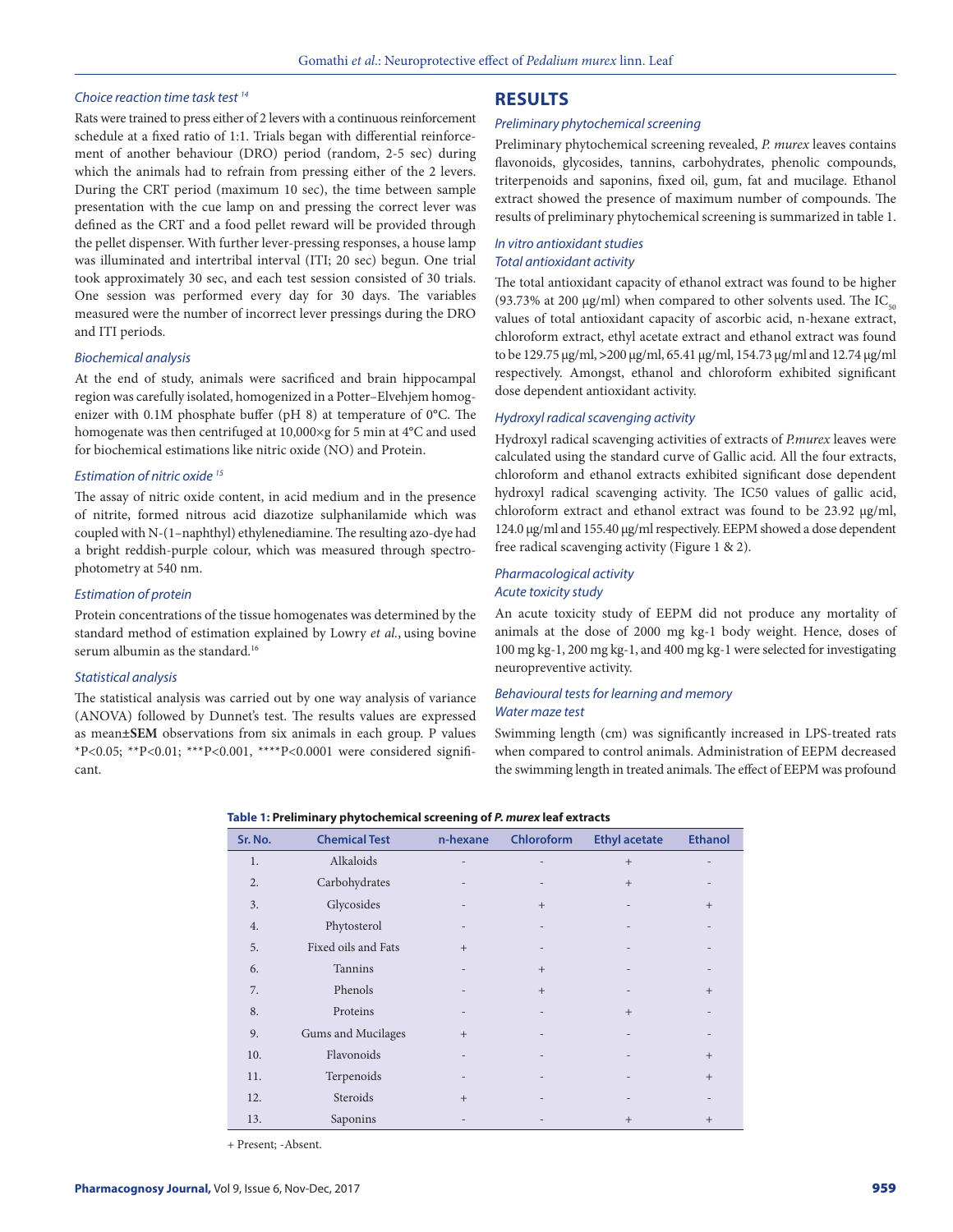### *Choice reaction time task test* [14]

Rats were trained to press either of 2 levers with a continuous reinforcement schedule at a fixed ratio of 1:1. Trials began with differential reinforcement of another behaviour (DRO) period (random, 2-5 sec) during which the animals had to refrain from pressing either of the 2 levers. During the CRT period (maximum 10 sec), the time between sample presentation with the cue lamp on and pressing the correct lever was defined as the CRT and a food pellet reward will be provided through the pellet dispenser. With further lever-pressing responses, a house lamp was illuminated and intertribal interval (ITI; 20 sec) begun. One trial took approximately 30 sec, and each test session consisted of 30 trials. One session was performed every day for 30 days. The variables measured were the number of incorrect lever pressings during the DRO and ITI periods.

### *Biochemical analysis*

At the end of study, animals were sacrificed and brain hippocampal region was carefully isolated, homogenized in a Potter–Elvehjem homogenizer with 0.1M phosphate buffer (pH 8) at temperature of 0°C. The homogenate was then centrifuged at 10,000×g for 5 min at 4°C and used for biochemical estimations like nitric oxide (NO) and Protein.

### *Estimation of nitric oxide* [15]

The assay of nitric oxide content, in acid medium and in the presence of nitrite, formed nitrous acid diazotize sulphanilamide which was coupled with N-(1–naphthyl) ethylenediamine. The resulting azo-dye had a bright reddish-purple colour, which was measured through spectrophotometry at 540 nm.

### *Estimation of protein*

Protein concentrations of the tissue homogenates was determined by the standard method of estimation explained by Lowry *et al.*, using bovine serum albumin as the standard.[16]

### *Statistical analysis*

The statistical analysis was carried out by one way analysis of variance (ANOVA) followed by Dunnet's test. The results values are expressed as mean**±SEM** observations from six animals in each group. P values \*P<0.05; \*\*P<0.01; \*\*\*P<0.001, \*\*\*\*P<0.0001 were considered significant.

## RESULTS

### *Preliminary phytochemical screening*

Preliminary phytochemical screening revealed, *P. murex* leaves contains flavonoids, glycosides, tannins, carbohydrates, phenolic compounds, triterpenoids and saponins, fixed oil, gum, fat and mucilage. Ethanol extract showed the presence of maximum number of compounds. The results of preliminary phytochemical screening is summarized in table 1.

### *In vitro antioxidant studies*

#### *Total antioxidant activity*

The total antioxidant capacity of ethanol extract was found to be higher (93.73% at 200 µg/ml) when compared to other solvents used. The $IC_{50}$ values of total antioxidant capacity of ascorbic acid, n-hexane extract, chloroform extract, ethyl acetate extract and ethanol extract was found to be 129.75 µg/ml, >200 µg/ml, 65.41 µg/ml, 154.73 µg/ml and 12.74 µg/ml respectively. Amongst, ethanol and chloroform exhibited significant dose dependent antioxidant activity.

#### *Hydroxyl radical scavenging activity*

Hydroxyl radical scavenging activities of extracts of *P.murex* leaves were calculated using the standard curve of Gallic acid. All the four extracts, chloroform and ethanol extracts exhibited significant dose dependent hydroxyl radical scavenging activity. The IC50 values of gallic acid, chloroform extract and ethanol extract was found to be 23.92 µg/ml, 124.0 µg/ml and 155.40 µg/ml respectively. EEPM showed a dose dependent free radical scavenging activity (Figure 1 & 2).

### *Pharmacological activity*

#### *Acute toxicity study*

An acute toxicity study of EEPM did not produce any mortality of animals at the dose of 2000 mg kg-1 body weight. Hence, doses of 100 mg kg-1, 200 mg kg-1, and 400 mg kg-1 were selected for investigating neuropreventive activity.

### *Behavioural tests for learning and memory*

#### *Water maze test*

Swimming length (cm) was significantly increased in LPS-treated rats when compared to control animals. Administration of EEPM decreased the swimming length in treated animals. The effect of EEPM was profound

**Table 1: Preliminary phytochemical screening of *P. murex* leaf extracts**

| Sr. No. | Chemical Test | n-hexane | Chloroform | Ethyl acetate | Ethanol |
|---|---|---|---|---|---|
| 1. | Alkaloids | - | - | + | - |
| 2. | Carbohydrates | - | - | + | - |
| 3. | Glycosides | - | + | - | + |
| 4. | Phytosterol | - | - | - | - |
| 5. | Fixed oils and Fats | + | - | - | - |
| 6. | Tannins | - | + | - | - |
| 7. | Phenols | - | + | - | + |
| 8. | Proteins | - | - | + | - |
| 9. | Gums and Mucilages | + | - | - | - |
| 10. | Flavonoids | - | - | - | + |
| 11. | Terpenoids | - | - | - | + |
| 12. | Steroids | + | - | - | - |
| 13. | Saponins | - | - | + | + |

+ Present; -Absent.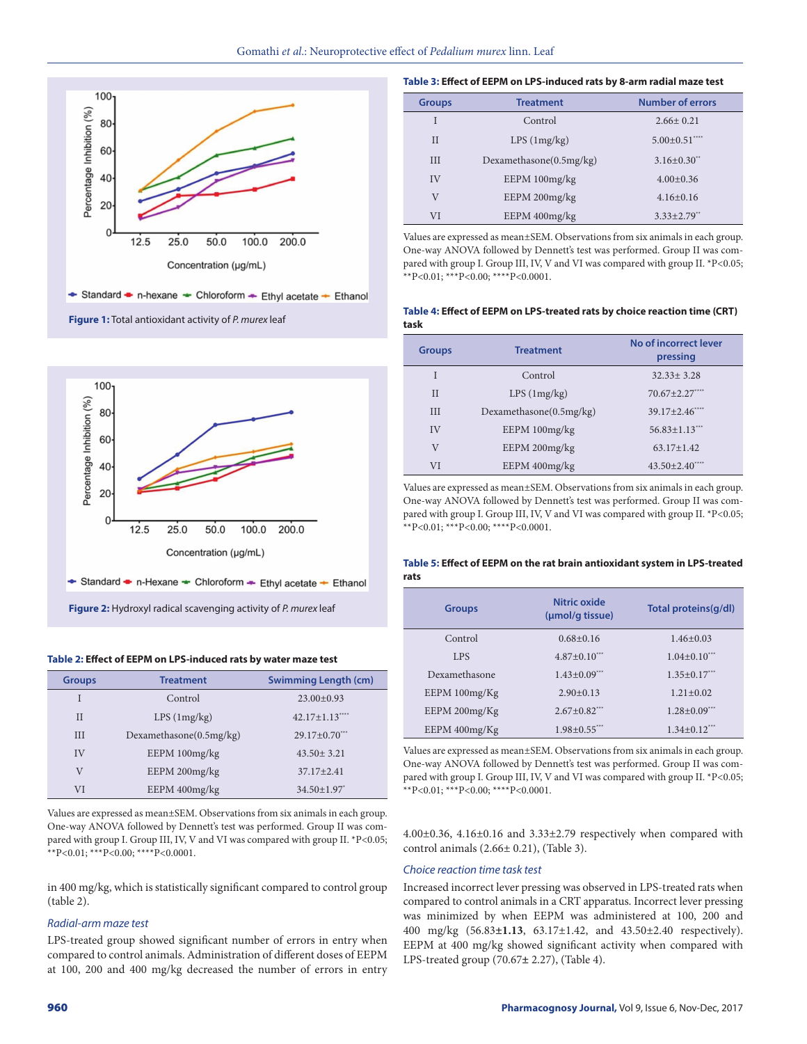Figure 1: Total antioxidant activity of *P. murex* leaf

Figure 2: Hydroxyl radical scavenging activity of *P. murex* leaf

**Table 2: Effect of EEPM on LPS-induced rats by water maze test**

| Groups | Treatment | Swimming Length (cm) |
|---|---|---|
| I | Control | 23.00±0.93 |
| II | LPS (1mg/kg) | 42.17±1.13**** |
| III | Dexamethasone(0.5mg/kg) | 29.17±0.70*** |
| IV | EEPM 100mg/kg | 43.50± 3.21 |
| V | EEPM 200mg/kg | 37.17±2.41 |
| VI | EEPM 400mg/kg | 34.50±1.97* |

Values are expressed as mean±SEM. Observations from six animals in each group. One-way ANOVA followed by Dennett's test was performed. Group II was compared with group I. Group III, IV, V and VI was compared with group II. *P<0.05; **P<0.01; ***P<0.00; ****P<0.0001.

in 400 mg/kg, which is statistically significant compared to control group (table 2).

### *Radial-arm maze test*

LPS-treated group showed significant number of errors in entry when compared to control animals. Administration of different doses of EEPM at 100, 200 and 400 mg/kg decreased the number of errors in entry 4.00±0.36, 4.16±0.16 and 3.33±2.79 respectively when compared with control animals (2.66± 0.21), (Table 3).

**Table 3: Effect of EEPM on LPS-induced rats by 8-arm radial maze test**

| Groups | Treatment | Number of errors |
|---|---|---|
| I | Control | 2.66± 0.21 |
| II | LPS (1mg/kg) | 5.00±0.51**** |
| III | Dexamethasone(0.5mg/kg) | 3.16±0.30** |
| IV | EEPM 100mg/kg | 4.00±0.36 |
| V | EEPM 200mg/kg | 4.16±0.16 |
| VI | EEPM 400mg/kg | 3.33±2.79** |

Values are expressed as mean±SEM. Observations from six animals in each group. One-way ANOVA followed by Dennett's test was performed. Group II was compared with group I. Group III, IV, V and VI was compared with group II. *P<0.05; **P<0.01; ***P<0.00; ****P<0.0001.

**Table 4: Effect of EEPM on LPS-treated rats by choice reaction time (CRT) task**

| Groups | Treatment | No of incorrect lever pressing |
|---|---|---|
| I | Control | 32.33± 3.28 |
| II | LPS (1mg/kg) | 70.67±2.27**** |
| III | Dexamethasone(0.5mg/kg) | 39.17±2.46**** |
| IV | EEPM 100mg/kg | 56.83±1.13*** |
| V | EEPM 200mg/kg | 63.17±1.42 |
| VI | EEPM 400mg/kg | 43.50±2.40**** |

Values are expressed as mean±SEM. Observations from six animals in each group. One-way ANOVA followed by Dennett's test was performed. Group II was compared with group I. Group III, IV, V and VI was compared with group II. *P<0.05; **P<0.01; ***P<0.00; ****P<0.0001.

**Table 5: Effect of EEPM on the rat brain antioxidant system in LPS-treated rats**

| Groups | Nitric oxide (µmol/g tissue) | Total proteins(g/dl) |
|---|---|---|
| Control | 0.68±0.16 | 1.46±0.03 |
| LPS | 4.87±0.10*** | 1.04±0.10*** |
| Dexamethasone | 1.43±0.09*** | 1.35±0.17*** |
| EEPM 100mg/Kg | 2.90±0.13 | 1.21±0.02 |
| EEPM 200mg/Kg | 2.67±0.82*** | 1.28±0.09*** |
| EEPM 400mg/Kg | 1.98±0.55*** | 1.34±0.12*** |

Values are expressed as mean±SEM. Observations from six animals in each group. One-way ANOVA followed by Dennett's test was performed. Group II was compared with group I. Group III, IV, V and VI was compared with group II. *P<0.05; **P<0.01; ***P<0.00; ****P<0.0001.

### *Choice reaction time task test*

Increased incorrect lever pressing was observed in LPS-treated rats when compared to control animals in a CRT apparatus. Incorrect lever pressing was minimized by when EEPM was administered at 100, 200 and 400 mg/kg (56.83**±1.13**, 63.17±1.42, and 43.50±2.40 respectively). EEPM at 400 mg/kg showed significant activity when compared with LPS-treated group (70.67± 2.27), (Table 4).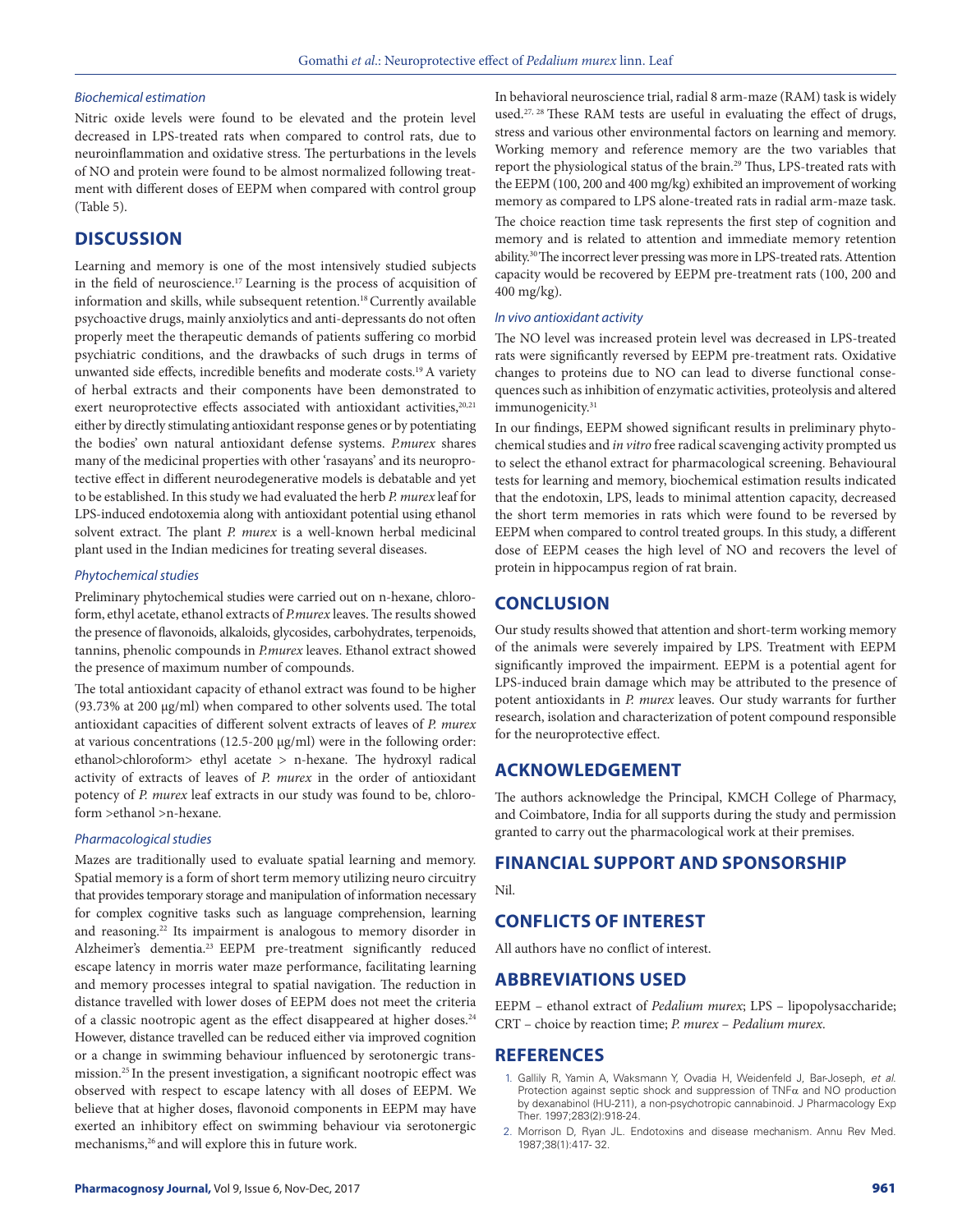### Biochemical estimation

Nitric oxide levels were found to be elevated and the protein level decreased in LPS-treated rats when compared to control rats, due to neuroinflammation and oxidative stress. The perturbations in the levels of NO and protein were found to be almost normalized following treatment with different doses of EEPM when compared with control group (Table 5).

## DISCUSSION

Learning and memory is one of the most intensively studied subjects in the field of neuroscience.[17] Learning is the process of acquisition of information and skills, while subsequent retention.[18] Currently available psychoactive drugs, mainly anxiolytics and anti-depressants do not often properly meet the therapeutic demands of patients suffering co morbid psychiatric conditions, and the drawbacks of such drugs in terms of unwanted side effects, incredible benefits and moderate costs.[19] A variety of herbal extracts and their components have been demonstrated to exert neuroprotective effects associated with antioxidant activities,[20,21] either by directly stimulating antioxidant response genes or by potentiating the bodies' own natural antioxidant defense systems. *P.murex* shares many of the medicinal properties with other 'rasayans' and its neuroprotective effect in different neurodegenerative models is debatable and yet to be established. In this study we had evaluated the herb *P. murex* leaf for LPS-induced endotoxemia along with antioxidant potential using ethanol solvent extract. The plant *P. murex* is a well-known herbal medicinal plant used in the Indian medicines for treating several diseases.

### Phytochemical studies

Preliminary phytochemical studies were carried out on n-hexane, chloroform, ethyl acetate, ethanol extracts of *P.murex* leaves. The results showed the presence of flavonoids, alkaloids, glycosides, carbohydrates, terpenoids, tannins, phenolic compounds in *P.murex* leaves. Ethanol extract showed the presence of maximum number of compounds.

The total antioxidant capacity of ethanol extract was found to be higher (93.73% at 200 µg/ml) when compared to other solvents used. The total antioxidant capacities of different solvent extracts of leaves of *P. murex* at various concentrations (12.5-200 µg/ml) were in the following order: ethanol>chloroform> ethyl acetate > n-hexane. The hydroxyl radical activity of extracts of leaves of *P. murex* in the order of antioxidant potency of *P. murex* leaf extracts in our study was found to be, chloroform >ethanol >n-hexane.

### Pharmacological studies

Mazes are traditionally used to evaluate spatial learning and memory. Spatial memory is a form of short term memory utilizing neuro circuitry that provides temporary storage and manipulation of information necessary for complex cognitive tasks such as language comprehension, learning and reasoning.[22] Its impairment is analogous to memory disorder in Alzheimer's dementia.[23] EEPM pre-treatment significantly reduced escape latency in morris water maze performance, facilitating learning and memory processes integral to spatial navigation. The reduction in distance travelled with lower doses of EEPM does not meet the criteria of a classic nootropic agent as the effect disappeared at higher doses.[24] However, distance travelled can be reduced either via improved cognition or a change in swimming behaviour influenced by serotonergic transmission.[25] In the present investigation, a significant nootropic effect was observed with respect to escape latency with all doses of EEPM. We believe that at higher doses, flavonoid components in EEPM may have exerted an inhibitory effect on swimming behaviour via serotonergic mechanisms,[26] and will explore this in future work.

In behavioral neuroscience trial, radial 8 arm-maze (RAM) task is widely used.[27, 28] These RAM tests are useful in evaluating the effect of drugs, stress and various other environmental factors on learning and memory. Working memory and reference memory are the two variables that report the physiological status of the brain.[29] Thus, LPS-treated rats with the EEPM (100, 200 and 400 mg/kg) exhibited an improvement of working memory as compared to LPS alone-treated rats in radial arm-maze task.

The choice reaction time task represents the first step of cognition and memory and is related to attention and immediate memory retention ability.[30] The incorrect lever pressing was more in LPS-treated rats. Attention capacity would be recovered by EEPM pre-treatment rats (100, 200 and 400 mg/kg).

### In vivo antioxidant activity

The NO level was increased protein level was decreased in LPS-treated rats were significantly reversed by EEPM pre-treatment rats. Oxidative changes to proteins due to NO can lead to diverse functional consequences such as inhibition of enzymatic activities, proteolysis and altered immunogenicity.[31]

In our findings, EEPM showed significant results in preliminary phytochemical studies and *in vitro* free radical scavenging activity prompted us to select the ethanol extract for pharmacological screening. Behavioural tests for learning and memory, biochemical estimation results indicated that the endotoxin, LPS, leads to minimal attention capacity, decreased the short term memories in rats which were found to be reversed by EEPM when compared to control treated groups. In this study, a different dose of EEPM ceases the high level of NO and recovers the level of protein in hippocampus region of rat brain.

## CONCLUSION

Our study results showed that attention and short-term working memory of the animals were severely impaired by LPS. Treatment with EEPM significantly improved the impairment. EEPM is a potential agent for LPS-induced brain damage which may be attributed to the presence of potent antioxidants in *P. murex* leaves. Our study warrants for further research, isolation and characterization of potent compound responsible for the neuroprotective effect.

## ACKNOWLEDGEMENT

The authors acknowledge the Principal, KMCH College of Pharmacy, and Coimbatore, India for all supports during the study and permission granted to carry out the pharmacological work at their premises.

## FINANCIAL SUPPORT AND SPONSORSHIP

Nil.

## CONFLICTS OF INTEREST

All authors have no conflict of interest.

## ABBREVIATIONS USED

EEPM – ethanol extract of *Pedalium murex*; LPS – lipopolysaccharide; CRT – choice by reaction time; *P. murex* – *Pedalium murex*.

## REFERENCES

1. Gallily R, Yamin A, Waksmann Y, Ovadia H, Weidenfeld J, Bar-Joseph, *et al.* Protection against septic shock and suppression of TNFα and NO production by dexanabinol (HU-211), a non-psychotropic cannabinoid. J Pharmacology Exp Ther. 1997;283(2):918-24.
2. Morrison D, Ryan JL. Endotoxins and disease mechanism. Annu Rev Med. 1987;38(1):417- 32.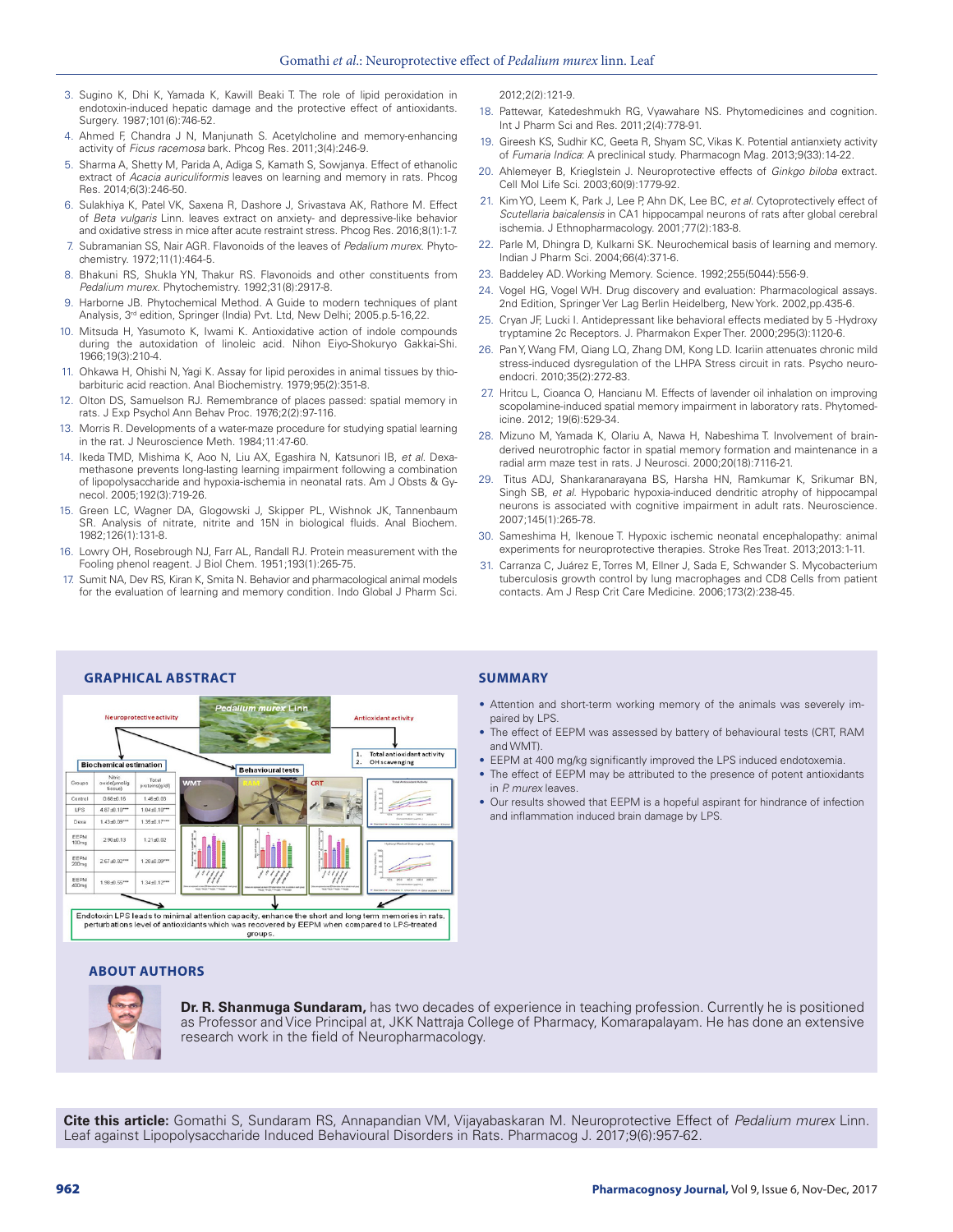3. Sugino K, Dhi K, Yamada K, Kawill Beaki T. The role of lipid peroxidation in endotoxin-induced hepatic damage and the protective effect of antioxidants. Surgery. 1987;101(6):746-52.
4. Ahmed F, Chandra J N, Manjunath S. Acetylcholine and memory-enhancing activity of *Ficus racemosa* bark. Phcog Res. 2011;3(4):246-9.
5. Sharma A, Shetty M, Parida A, Adiga S, Kamath S, Sowjanya. Effect of ethanolic extract of *Acacia auriculiformis* leaves on learning and memory in rats. Phcog Res. 2014;6(3):246-50.
6. Sulakhiya K, Patel VK, Saxena R, Dashore J, Srivastava AK, Rathore M. Effect of *Beta vulgaris* Linn. leaves extract on anxiety- and depressive-like behavior and oxidative stress in mice after acute restraint stress. Phcog Res. 2016;8(1):1-7.
7. Subramanian SS, Nair AGR. Flavonoids of the leaves of *Pedalium murex*. Phytochemistry. 1972;11(1):464-5.
8. Bhakuni RS, Shukla YN, Thakur RS. Flavonoids and other constituents from *Pedalium murex*. Phytochemistry. 1992;31(8):2917-8.
9. Harborne JB. Phytochemical Method. A Guide to modern techniques of plant Analysis, 3rd edition, Springer (India) Pvt. Ltd, New Delhi; 2005.p.5-16,22.
10. Mitsuda H, Yasumoto K, Iwami K. Antioxidative action of indole compounds during the autoxidation of linoleic acid. Nihon Eiyo-Shokuryo Gakkai-Shi. 1966;19(3):210-4.
11. Ohkawa H, Ohishi N, Yagi K. Assay for lipid peroxides in animal tissues by thiobarbituric acid reaction. Anal Biochemistry. 1979;95(2):351-8.
12. Olton DS, Samuelson RJ. Remembrance of places passed: spatial memory in rats. J Exp Psychol Ann Behav Proc. 1976;2(2):97-116.
13. Morris R. Developments of a water-maze procedure for studying spatial learning in the rat. J Neuroscience Meth. 1984;11:47-60.
14. Ikeda TMD, Mishima K, Aoo N, Liu AX, Egashira N, Katsunori IB, *et al.* Dexamethasone prevents long-lasting learning impairment following a combination of lipopolysaccharide and hypoxia-ischemia in neonatal rats. Am J Obsts & Gynecol. 2005;192(3):719-26.
15. Green LC, Wagner DA, Glogowski J, Skipper PL, Wishnok JK, Tannenbaum SR. Analysis of nitrate, nitrite and 15N in biological fluids. Anal Biochem. 1982;126(1):131-8.
16. Lowry OH, Rosebrough NJ, Farr AL, Randall RJ. Protein measurement with the Fooling phenol reagent. J Biol Chem. 1951;193(1):265-75.
17. Sumit NA, Dev RS, Kiran K, Smita N. Behavior and pharmacological animal models for the evaluation of learning and memory condition. Indo Global J Pharm Sci. 2012;2(2):121-9.
18. Pattewar, Katedeshmukh RG, Vyawahare NS. Phytomedicines and cognition. Int J Pharm Sci and Res. 2011;2(4):778-91.
19. Gireesh KS, Sudhir KC, Geeta R, Shyam SC, Vikas K. Potential antianxiety activity of *Fumaria Indica*: A preclinical study. Pharmacogn Mag. 2013;9(33):14-22.
20. Ahlemeyer B, Krieglstein J. Neuroprotective effects of *Ginkgo biloba* extract. Cell Mol Life Sci. 2003;60(9):1779-92.
21. Kim YO, Leem K, Park J, Lee P, Ahn DK, Lee BC, *et al.* Cytoprotectively effect of *Scutellaria baicalensis* in CA1 hippocampal neurons of rats after global cerebral ischemia. J Ethnopharmacology. 2001;77(2):183-8.
22. Parle M, Dhingra D, Kulkarni SK. Neurochemical basis of learning and memory. Indian J Pharm Sci. 2004;66(4):371-6.
23. Baddeley AD. Working Memory. Science. 1992;255(5044):556-9.
24. Vogel HG, Vogel WH. Drug discovery and evaluation: Pharmacological assays. 2nd Edition, Springer Ver Lag Berlin Heidelberg, New York. 2002,pp.435-6.
25. Cryan JF, Lucki I. Antidepressant like behavioral effects mediated by 5 -Hydroxy tryptamine 2c Receptors. J. Pharmakon Exper Ther. 2000;295(3):1120-6.
26. Pan Y, Wang FM, Qiang LQ, Zhang DM, Kong LD. Icariin attenuates chronic mild stress-induced dysregulation of the LHPA Stress circuit in rats. Psycho neuroendocri. 2010;35(2):272-83.
27. Hritcu L, Cioanca O, Hancianu M. Effects of lavender oil inhalation on improving scopolamine-induced spatial memory impairment in laboratory rats. Phytomedicine. 2012; 19(6):529-34.
28. Mizuno M, Yamada K, Olariu A, Nawa H, Nabeshima T. Involvement of brain-derived neurotrophic factor in spatial memory formation and maintenance in a radial arm maze test in rats. J Neurosci. 2000;20(18):7116-21.
29. Titus ADJ, Shankaranarayana BS, Harsha HN, Ramkumar K, Srikumar BN, Singh SB, *et al.* Hypobaric hypoxia-induced dendritic atrophy of hippocampal neurons is associated with cognitive impairment in adult rats. Neuroscience. 2007;145(1):265-78.
30. Sameshima H, Ikenoue T. Hypoxic ischemic neonatal encephalopathy: animal experiments for neuroprotective therapies. Stroke Res Treat. 2013;2013:1-11.
31. Carranza C, Juárez E, Torres M, Ellner J, Sada E, Schwander S. Mycobacterium tuberculosis growth control by lung macrophages and CD8 Cells from patient contacts. Am J Resp Crit Care Medicine. 2006;173(2):238-45.

## GRAPHICAL ABSTRACT

Pedalium murex Linn

Neuroprotective activity

Antioxidant activity

1. Total antioxidant activity
2. OH scavenging

Biochemical estimation

| Groups | Nitric oxide(μmol/g tissue) | Total proteins(g/dl) |
|---|---|---|
| Control | 0.68±0.16 | 1.46±0.03 |
| LPS | 4.67±0.10*** | 1.04±0.10*** |
| Dexa | 1.43±0.09*** | 1.35±0.17*** |
| EEPM 100mg | 2.90±0.13 | 1.21±0.02 |
| EEPM 200mg | 2.67±0.02*** | 1.26±0.09*** |
| EEPM 400mg | 1.98±0.55*** | 1.34±0.12*** |

Behavioural tests

WMT

RAM

CRT

Endotoxin LPS leads to minimal attention capacity, enhance the short and long term memories in rats, perturbations level of antioxidants which was recovered by EEPM when compared to LPS-treated groups.

## SUMMARY

- Attention and short-term working memory of the animals was severely impaired by LPS.
- The effect of EEPM was assessed by battery of behavioural tests (CRT, RAM and WMT).
- EEPM at 400 mg/kg significantly improved the LPS induced endotoxemia.
- The effect of EEPM may be attributed to the presence of potent antioxidants in *P. murex* leaves.
- Our results showed that EEPM is a hopeful aspirant for hindrance of infection and inflammation induced brain damage by LPS.

## ABOUT AUTHORS

**Dr. R. Shanmuga Sundaram,** has two decades of experience in teaching profession. Currently he is positioned as Professor and Vice Principal at, JKK Nattraja College of Pharmacy, Komarapalayam. He has done an extensive research work in the field of Neuropharmacology.

**Cite this article:** Gomathi S, Sundaram RS, Annapandian VM, Vijayabaskaran M. Neuroprotective Effect of *Pedalium murex* Linn. Leaf against Lipopolysaccharide Induced Behavioural Disorders in Rats. Pharmacog J. 2017;9(6):957-62.